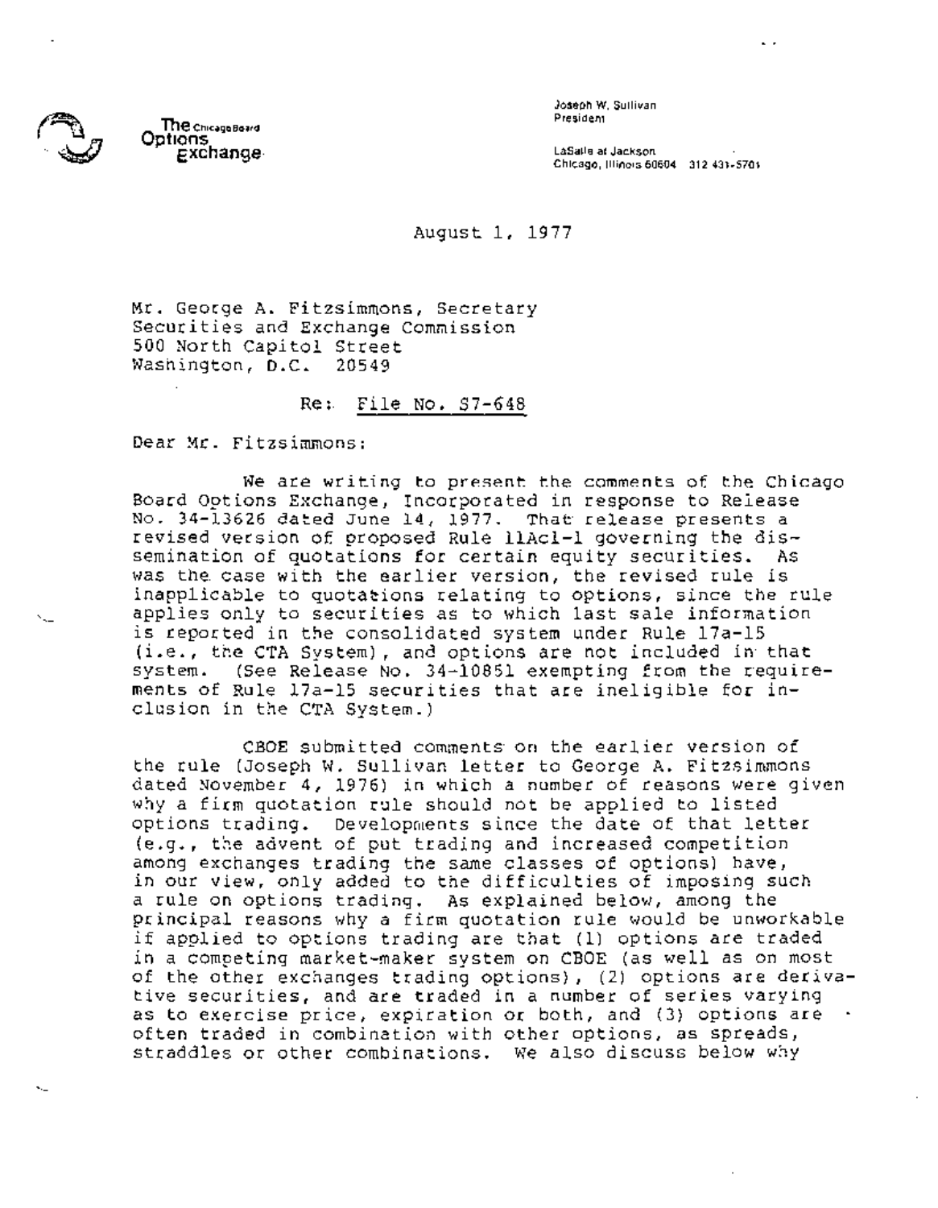The Chicago Board Options Exchange

Joseph W. Sullivan
President

LaSalle at Jackson
Chicago, Illinois 60604 312 431-5701

August 1, 1977

Mr. George A. Fitzsimmons, Secretary
Securities and Exchange Commission
500 North Capitol Street
Washington, D.C. 20549

Re: File No. S7-648

Dear Mr. Fitzsimmons:

We are writing to present the comments of the Chicago Board Options Exchange, Incorporated in response to Release No. 34-13626 dated June 14, 1977. That release presents a revised version of proposed Rule 11Ac1-1 governing the dissemination of quotations for certain equity securities. As was the case with the earlier version, the revised rule is inapplicable to quotations relating to options, since the rule applies only to securities as to which last sale information is reported in the consolidated system under Rule 17a-15 (i.e., the CTA System), and options are not included in that system. (See Release No. 34-10851 exempting from the requirements of Rule 17a-15 securities that are ineligible for inclusion in the CTA System.)

CBOE submitted comments on the earlier version of the rule (Joseph W. Sullivan letter to George A. Fitzsimmons dated November 4, 1976) in which a number of reasons were given why a firm quotation rule should not be applied to listed options trading. Developments since the date of that letter (e.g., the advent of put trading and increased competition among exchanges trading the same classes of options) have, in our view, only added to the difficulties of imposing such a rule on options trading. As explained below, among the principal reasons why a firm quotation rule would be unworkable if applied to options trading are that (1) options are traded in a competing market-maker system on CBOE (as well as on most of the other exchanges trading options), (2) options are derivative securities, and are traded in a number of series varying as to exercise price, expiration or both, and (3) options are often traded in combination with other options, as spreads, straddles or other combinations. We also discuss below why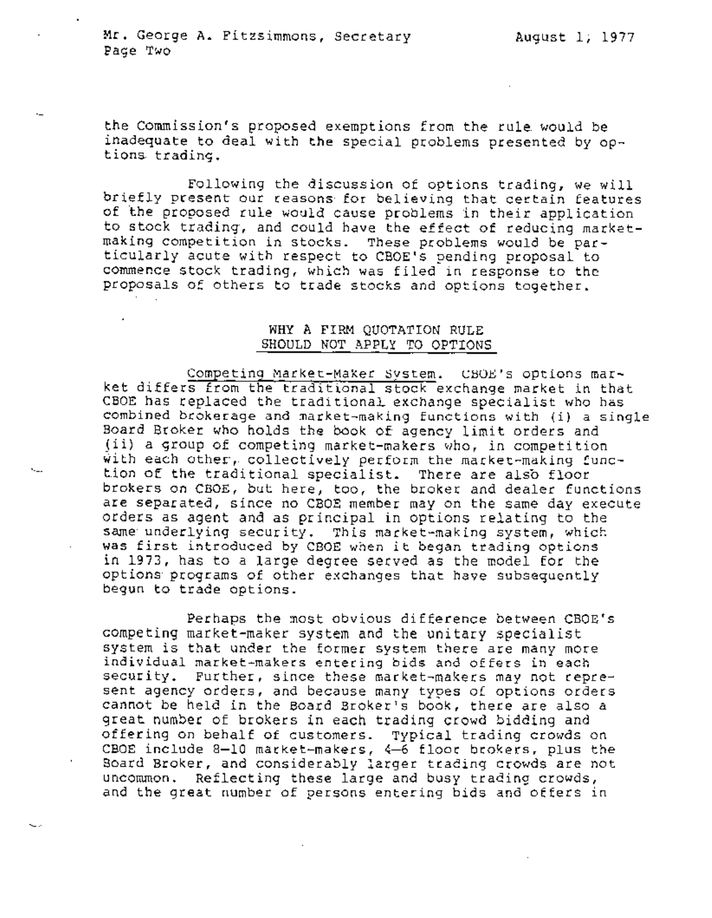the Commission's proposed exemptions from the rule would be inadequate to deal with the special problems presented by options trading.

Following the discussion of options trading, we will briefly present our reasons for believing that certain features of the proposed rule would cause problems in their application to stock trading, and could have the effect of reducing market-making competition in stocks. These problems would be particularly acute with respect to CBOE's pending proposal to commence stock trading, which was filed in response to the proposals of others to trade stocks and options together.

## WHY A FIRM QUOTATION RULE SHOULD NOT APPLY TO OPTIONS

Competing Market-Maker System. CBOE's options market differs from the traditional stock exchange market in that CBOE has replaced the traditional exchange specialist who has combined brokerage and market-making functions with (i) a single Board Broker who holds the book of agency limit orders and (ii) a group of competing market-makers who, in competition with each other, collectively perform the market-making function of the traditional specialist. There are also floor brokers on CBOE, but here, too, the broker and dealer functions are separated, since no CBOE member may on the same day execute orders as agent and as principal in options relating to the same underlying security. This market-making system, which was first introduced by CBOE when it began trading options in 1973, has to a large degree served as the model for the options programs of other exchanges that have subsequently begun to trade options.

Perhaps the most obvious difference between CBOE's competing market-maker system and the unitary specialist system is that under the former system there are many more individual market-makers entering bids and offers in each security. Further, since these market-makers may not represent agency orders, and because many types of options orders cannot be held in the Board Broker's book, there are also a great number of brokers in each trading crowd bidding and offering on behalf of customers. Typical trading crowds on CBOE include 8–10 market-makers, 4–6 floor brokers, plus the Board Broker, and considerably larger trading crowds are not uncommon. Reflecting these large and busy trading crowds, and the great number of persons entering bids and offers in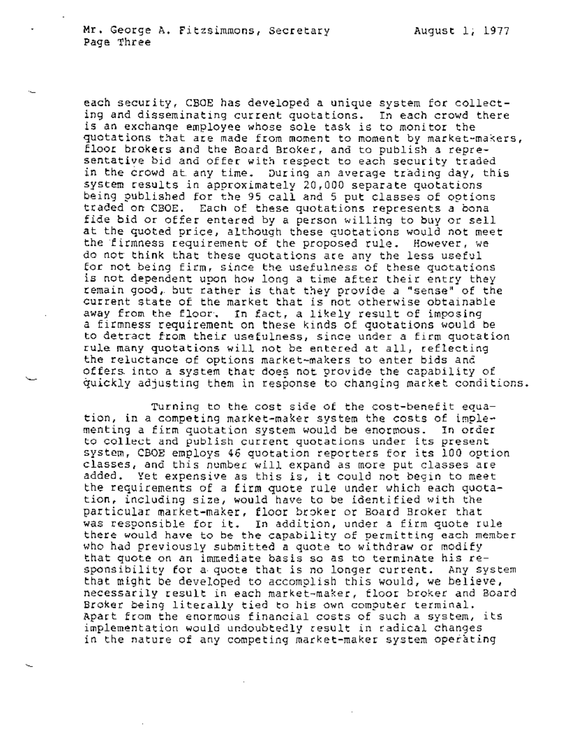each security, CBOE has developed a unique system for collecting and disseminating current quotations. In each crowd there is an exchange employee whose sole task is to monitor the quotations that are made from moment to moment by market-makers, floor brokers and the Board Broker, and to publish a representative bid and offer with respect to each security traded in the crowd at any time. During an average trading day, this system results in approximately 20,000 separate quotations being published for the 95 call and 5 put classes of options traded on CBOE. Each of these quotations represents a bona fide bid or offer entered by a person willing to buy or sell at the quoted price, although these quotations would not meet the firmness requirement of the proposed rule. However, we do not think that these quotations are any the less useful for not being firm, since the usefulness of these quotations is not dependent upon how long a time after their entry they remain good, but rather is that they provide a "sense" of the current state of the market that is not otherwise obtainable away from the floor. In fact, a likely result of imposing a firmness requirement on these kinds of quotations would be to detract from their usefulness, since under a firm quotation rule many quotations will not be entered at all, reflecting the reluctance of options market-makers to enter bids and offers into a system that does not provide the capability of quickly adjusting them in response to changing market conditions.

Turning to the cost side of the cost-benefit equation, in a competing market-maker system the costs of implementing a firm quotation system would be enormous. In order to collect and publish current quotations under its present system, CBOE employs 46 quotation reporters for its 100 option classes, and this number will expand as more put classes are added. Yet expensive as this is, it could not begin to meet the requirements of a firm quote rule under which each quotation, including size, would have to be identified with the particular market-maker, floor broker or Board Broker that was responsible for it. In addition, under a firm quote rule there would have to be the capability of permitting each member who had previously submitted a quote to withdraw or modify that quote on an immediate basis so as to terminate his responsibility for a quote that is no longer current. Any system that might be developed to accomplish this would, we believe, necessarily result in each market-maker, floor broker and Board Broker being literally tied to his own computer terminal. Apart from the enormous financial costs of such a system, its implementation would undoubtedly result in radical changes in the nature of any competing market-maker system operating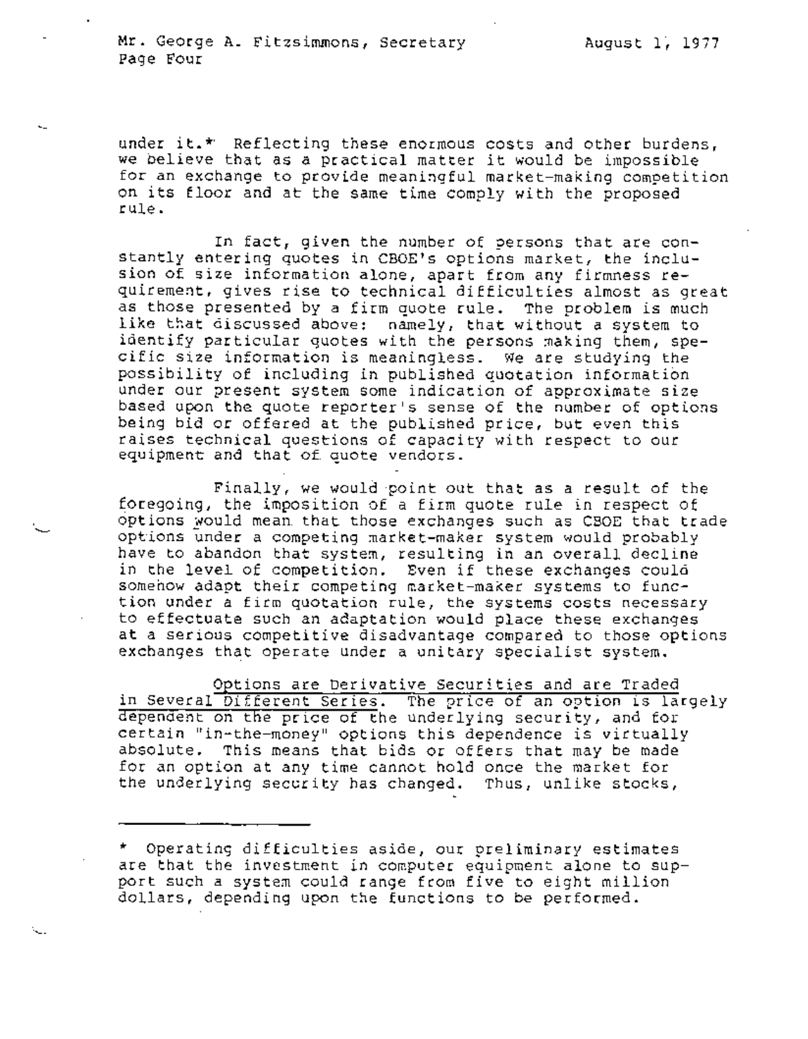under it.* Reflecting these enormous costs and other burdens, we believe that as a practical matter it would be impossible for an exchange to provide meaningful market-making competition on its floor and at the same time comply with the proposed rule.

In fact, given the number of persons that are constantly entering quotes in CBOE's options market, the inclusion of size information alone, apart from any firmness requirement, gives rise to technical difficulties almost as great as those presented by a firm quote rule. The problem is much like that discussed above: namely, that without a system to identify particular quotes with the persons making them, specific size information is meaningless. We are studying the possibility of including in published quotation information under our present system some indication of approximate size based upon the quote reporter's sense of the number of options being bid or offered at the published price, but even this raises technical questions of capacity with respect to our equipment and that of quote vendors.

Finally, we would point out that as a result of the foregoing, the imposition of a firm quote rule in respect of options would mean that those exchanges such as CBOE that trade options under a competing market-maker system would probably have to abandon that system, resulting in an overall decline in the level of competition. Even if these exchanges could somehow adapt their competing market-maker systems to function under a firm quotation rule, the systems costs necessary to effectuate such an adaptation would place these exchanges at a serious competitive disadvantage compared to those options exchanges that operate under a unitary specialist system.

Options are Derivative Securities and are Traded in Several Different Series. The price of an option is largely dependent on the price of the underlying security, and for certain "in-the-money" options this dependence is virtually absolute. This means that bids or offers that may be made for an option at any time cannot hold once the market for the underlying security has changed. Thus, unlike stocks,

---

* Operating difficulties aside, our preliminary estimates are that the investment in computer equipment alone to support such a system could range from five to eight million dollars, depending upon the functions to be performed.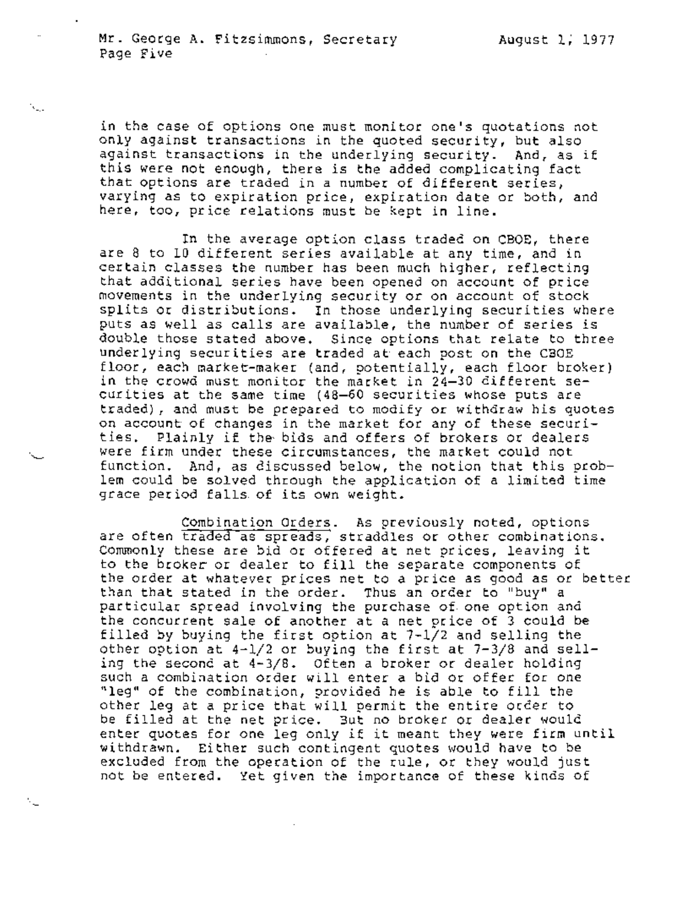in the case of options one must monitor one's quotations not only against transactions in the quoted security, but also against transactions in the underlying security. And, as if this were not enough, there is the added complicating fact that options are traded in a number of different series, varying as to expiration price, expiration date or both, and here, too, price relations must be kept in line.

In the average option class traded on CBOE, there are 8 to 10 different series available at any time, and in certain classes the number has been much higher, reflecting that additional series have been opened on account of price movements in the underlying security or on account of stock splits or distributions. In those underlying securities where puts as well as calls are available, the number of series is double those stated above. Since options that relate to three underlying securities are traded at each post on the CBOE floor, each market-maker (and, potentially, each floor broker) in the crowd must monitor the market in 24–30 different securities at the same time (48–60 securities whose puts are traded), and must be prepared to modify or withdraw his quotes on account of changes in the market for any of these securities. Plainly if the bids and offers of brokers or dealers were firm under these circumstances, the market could not function. And, as discussed below, the notion that this problem could be solved through the application of a limited time grace period falls of its own weight.

Combination Orders. As previously noted, options are often traded as spreads, straddles or other combinations. Commonly these are bid or offered at net prices, leaving it to the broker or dealer to fill the separate components of the order at whatever prices net to a price as good as or better than that stated in the order. Thus an order to "buy" a particular spread involving the purchase of one option and the concurrent sale of another at a net price of 3 could be filled by buying the first option at 7-1/2 and selling the other option at 4-1/2 or buying the first at 7-3/8 and selling the second at 4-3/8. Often a broker or dealer holding such a combination order will enter a bid or offer for one "leg" of the combination, provided he is able to fill the other leg at a price that will permit the entire order to be filled at the net price. But no broker or dealer would enter quotes for one leg only if it meant they were firm until withdrawn. Either such contingent quotes would have to be excluded from the operation of the rule, or they would just not be entered. Yet given the importance of these kinds of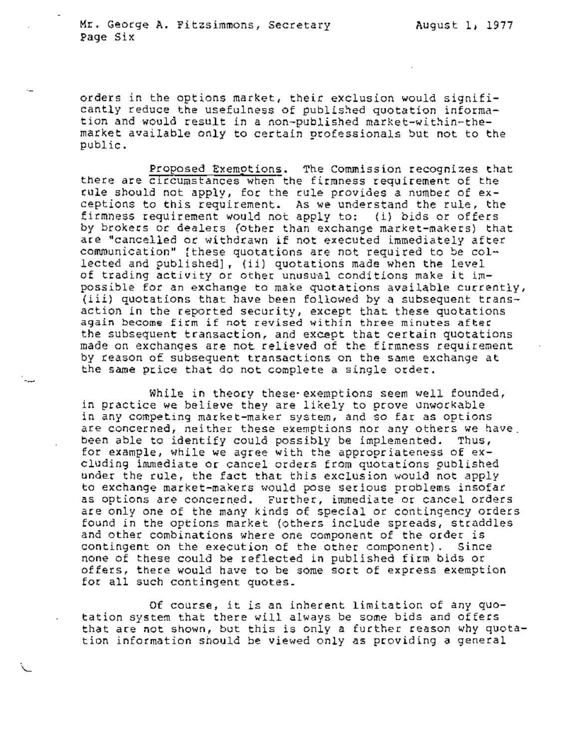orders in the options market, their exclusion would significantly reduce the usefulness of published quotation information and would result in a non-published market-within-the-market available only to certain professionals but not to the public.

Proposed Exemptions. The Commission recognizes that there are circumstances when the firmness requirement of the rule should not apply, for the rule provides a number of exceptions to this requirement. As we understand the rule, the firmness requirement would not apply to: (i) bids or offers by brokers or dealers (other than exchange market-makers) that are "cancelled or withdrawn if not executed immediately after communication" [these quotations are not required to be collected and published], (ii) quotations made when the level of trading activity or other unusual conditions make it impossible for an exchange to make quotations available currently, (iii) quotations that have been followed by a subsequent transaction in the reported security, except that these quotations again become firm if not revised within three minutes after the subsequent transaction, and except that certain quotations made on exchanges are not relieved of the firmness requirement by reason of subsequent transactions on the same exchange at the same price that do not complete a single order.

While in theory these exemptions seem well founded, in practice we believe they are likely to prove unworkable in any competing market-maker system, and so far as options are concerned, neither these exemptions nor any others we have been able to identify could possibly be implemented. Thus, for example, while we agree with the appropriateness of excluding immediate or cancel orders from quotations published under the rule, the fact that this exclusion would not apply to exchange market-makers would pose serious problems insofar as options are concerned. Further, immediate or cancel orders are only one of the many kinds of special or contingency orders found in the options market (others include spreads, straddles and other combinations where one component of the order is contingent on the execution of the other component). Since none of these could be reflected in published firm bids or offers, there would have to be some sort of express exemption for all such contingent quotes.

Of course, it is an inherent limitation of any quotation system that there will always be some bids and offers that are not shown, but this is only a further reason why quotation information should be viewed only as providing a general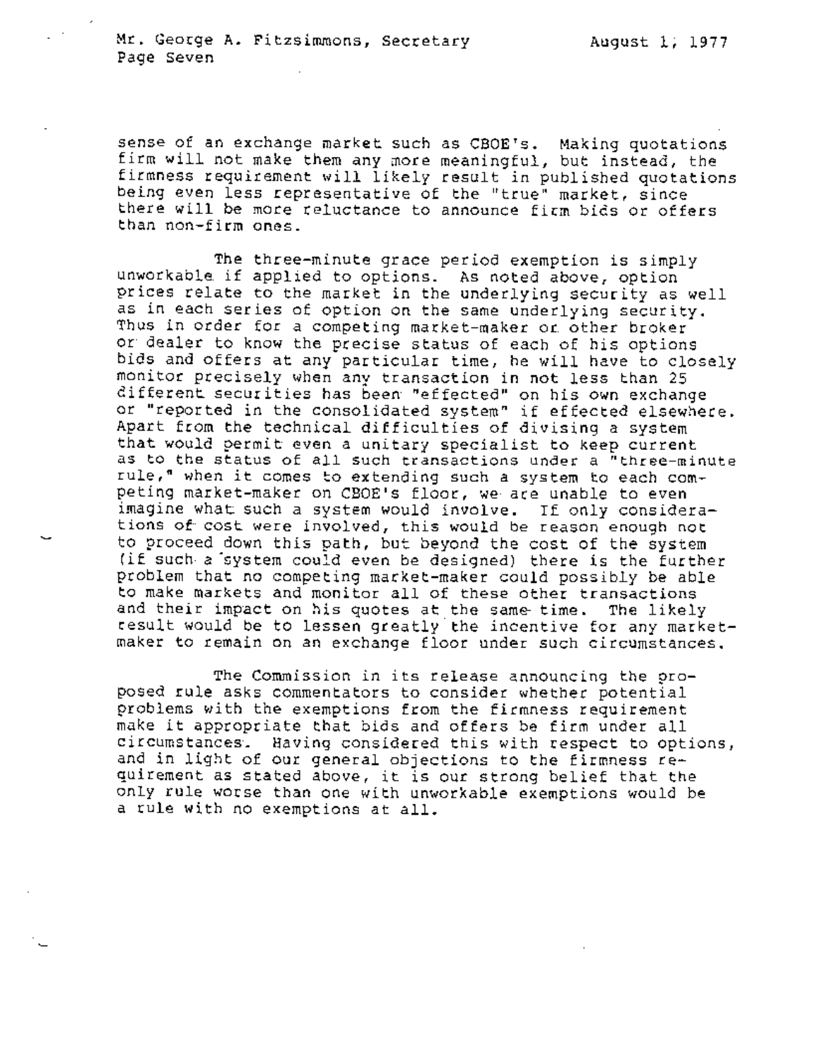sense of an exchange market such as CBOE's. Making quotations firm will not make them any more meaningful, but instead, the firmness requirement will likely result in published quotations being even less representative of the "true" market, since there will be more reluctance to announce firm bids or offers than non-firm ones.

The three-minute grace period exemption is simply unworkable if applied to options. As noted above, option prices relate to the market in the underlying security as well as in each series of option on the same underlying security. Thus in order for a competing market-maker or other broker or dealer to know the precise status of each of his options bids and offers at any particular time, he will have to closely monitor precisely when any transaction in not less than 25 different securities has been "effected" on his own exchange or "reported in the consolidated system" if effected elsewhere. Apart from the technical difficulties of divising a system that would permit even a unitary specialist to keep current as to the status of all such transactions under a "three-minute rule," when it comes to extending such a system to each competing market-maker on CBOE's floor, we are unable to even imagine what such a system would involve. If only considerations of cost were involved, this would be reason enough not to proceed down this path, but beyond the cost of the system (if such a system could even be designed) there is the further problem that no competing market-maker could possibly be able to make markets and monitor all of these other transactions and their impact on his quotes at the same time. The likely result would be to lessen greatly the incentive for any market-maker to remain on an exchange floor under such circumstances.

The Commission in its release announcing the proposed rule asks commentators to consider whether potential problems with the exemptions from the firmness requirement make it appropriate that bids and offers be firm under all circumstances. Having considered this with respect to options, and in light of our general objections to the firmness requirement as stated above, it is our strong belief that the only rule worse than one with unworkable exemptions would be a rule with no exemptions at all.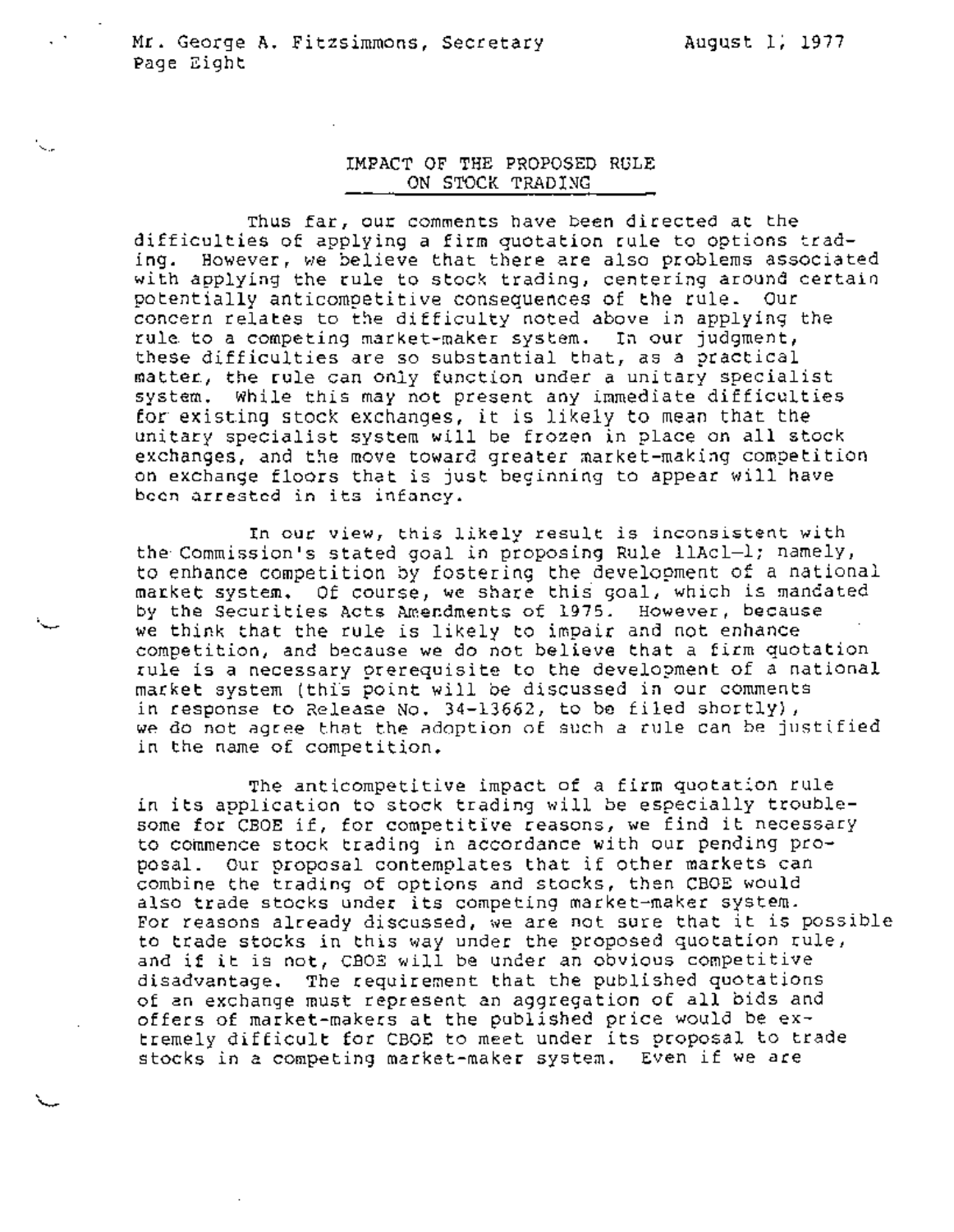## IMPACT OF THE PROPOSED RULE ON STOCK TRADING

Thus far, our comments have been directed at the difficulties of applying a firm quotation rule to options trading. However, we believe that there are also problems associated with applying the rule to stock trading, centering around certain potentially anticompetitive consequences of the rule. Our concern relates to the difficulty noted above in applying the rule to a competing market-maker system. In our judgment, these difficulties are so substantial that, as a practical matter, the rule can only function under a unitary specialist system. While this may not present any immediate difficulties for existing stock exchanges, it is likely to mean that the unitary specialist system will be frozen in place on all stock exchanges, and the move toward greater market-making competition on exchange floors that is just beginning to appear will have been arrested in its infancy.

In our view, this likely result is inconsistent with the Commission's stated goal in proposing Rule 11Ac1-1; namely, to enhance competition by fostering the development of a national market system. Of course, we share this goal, which is mandated by the Securities Acts Amendments of 1975. However, because we think that the rule is likely to impair and not enhance competition, and because we do not believe that a firm quotation rule is a necessary prerequisite to the development of a national market system (this point will be discussed in our comments in response to Release No. 34-13662, to be filed shortly), we do not agree that the adoption of such a rule can be justified in the name of competition.

The anticompetitive impact of a firm quotation rule in its application to stock trading will be especially troublesome for CBOE if, for competitive reasons, we find it necessary to commence stock trading in accordance with our pending proposal. Our proposal contemplates that if other markets can combine the trading of options and stocks, then CBOE would also trade stocks under its competing market-maker system. For reasons already discussed, we are not sure that it is possible to trade stocks in this way under the proposed quotation rule, and if it is not, CBOE will be under an obvious competitive disadvantage. The requirement that the published quotations of an exchange must represent an aggregation of all bids and offers of market-makers at the published price would be extremely difficult for CBOE to meet under its proposal to trade stocks in a competing market-maker system. Even if we are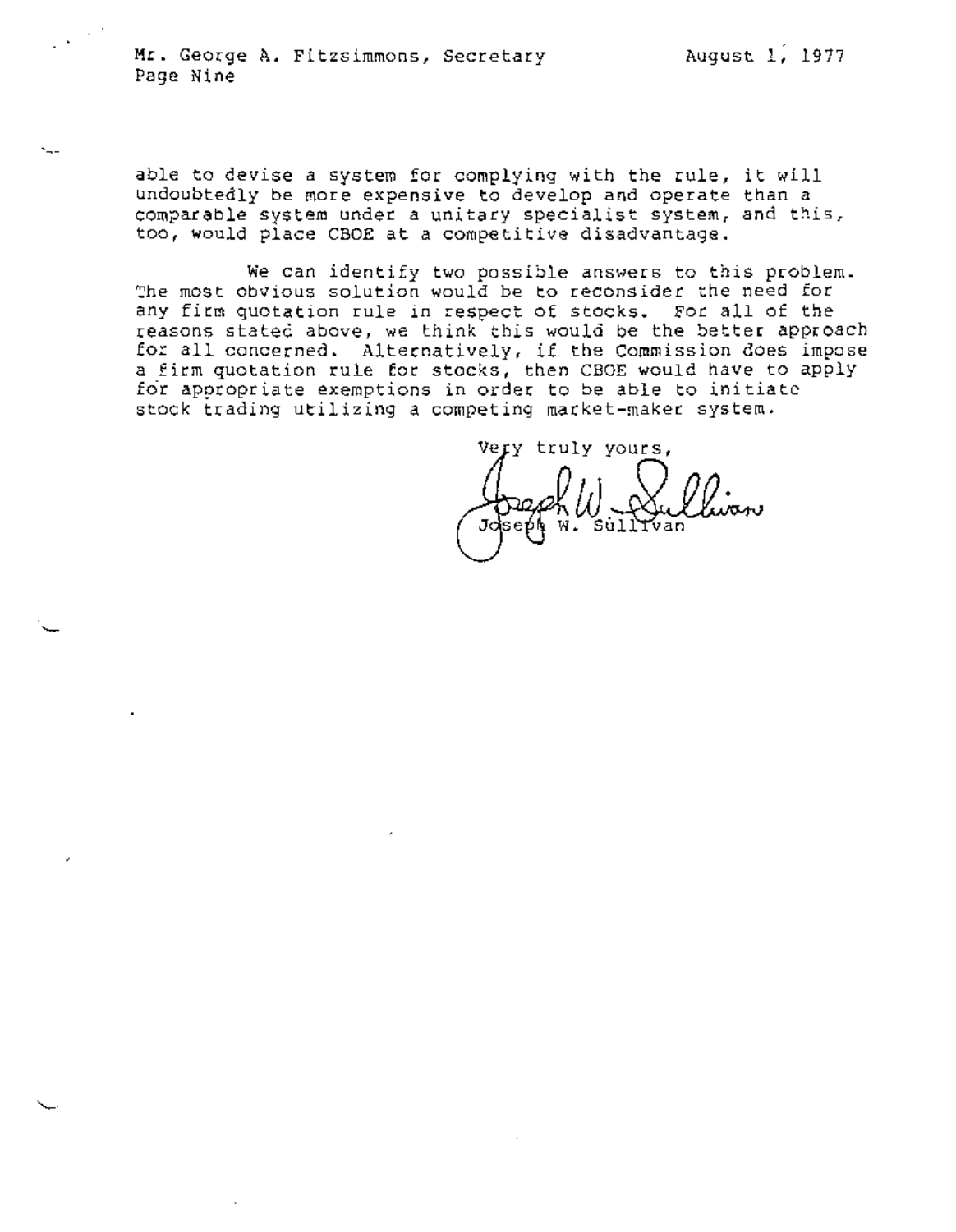able to devise a system for complying with the rule, it will undoubtedly be more expensive to develop and operate than a comparable system under a unitary specialist system, and this, too, would place CBOE at a competitive disadvantage.

We can identify two possible answers to this problem. The most obvious solution would be to reconsider the need for any firm quotation rule in respect of stocks. For all of the reasons stated above, we think this would be the better approach for all concerned. Alternatively, if the Commission does impose a firm quotation rule for stocks, then CBOE would have to apply for appropriate exemptions in order to be able to initiate stock trading utilizing a competing market-maker system.

Very truly yours,

Joseph W. Sullivan